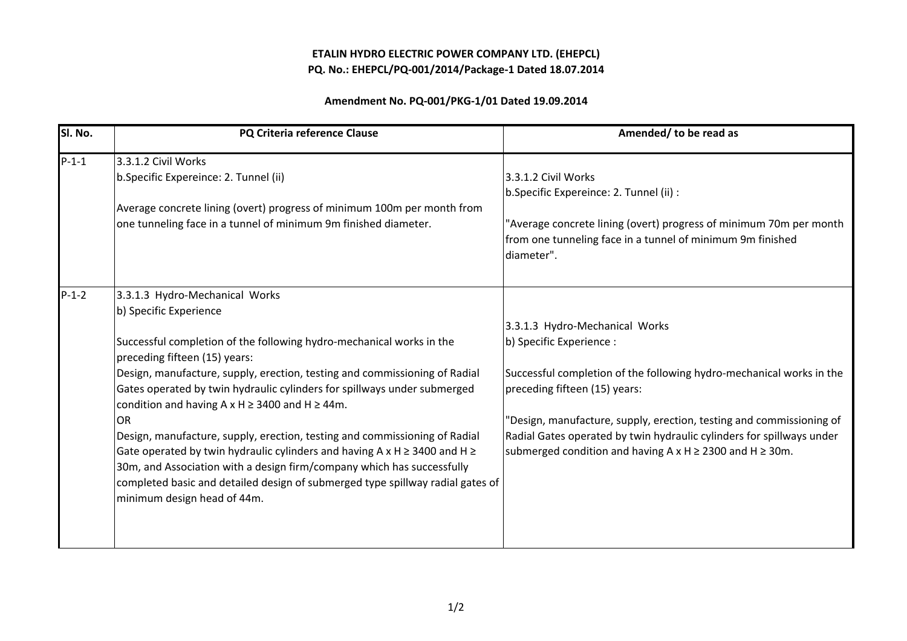**ETALIN HYDRO ELECTRIC POWER COMPANY LTD. (EHEPCL)**
**PQ. No.: EHEPCL/PQ-001/2014/Package-1 Dated 18.07.2014**

**Amendment No. PQ-001/PKG-1/01 Dated 19.09.2014**

| Sl. No. | PQ Criteria reference Clause | Amended/ to be read as |
|---|---|---|
| P-1-1 | 3.3.1.2 Civil Works<br>b.Specific Expereince: 2. Tunnel (ii)<br><br>Average concrete lining (overt) progress of minimum 100m per month from one tunneling face in a tunnel of minimum 9m finished diameter. | 3.3.1.2 Civil Works<br>b.Specific Expereince: 2. Tunnel (ii) :<br><br>"Average concrete lining (overt) progress of minimum 70m per month from one tunneling face in a tunnel of minimum 9m finished diameter". |
| P-1-2 | 3.3.1.3 Hydro-Mechanical Works<br>b) Specific Experience<br><br>Successful completion of the following hydro-mechanical works in the preceding fifteen (15) years:<br>Design, manufacture, supply, erection, testing and commissioning of Radial Gates operated by twin hydraulic cylinders for spillways under submerged condition and having $A \times H \geq 3400$ and $H \geq 44m$.<br>OR<br>Design, manufacture, supply, erection, testing and commissioning of Radial Gate operated by twin hydraulic cylinders and having $A \times H \geq 3400$ and $H \geq 30m$, and Association with a design firm/company which has successfully completed basic and detailed design of submerged type spillway radial gates of minimum design head of 44m. | 3.3.1.3 Hydro-Mechanical Works<br>b) Specific Experience :<br><br>Successful completion of the following hydro-mechanical works in the preceding fifteen (15) years:<br><br>"Design, manufacture, supply, erection, testing and commissioning of Radial Gates operated by twin hydraulic cylinders for spillways under submerged condition and having $A \times H \geq 2300$ and $H \geq 30m$. |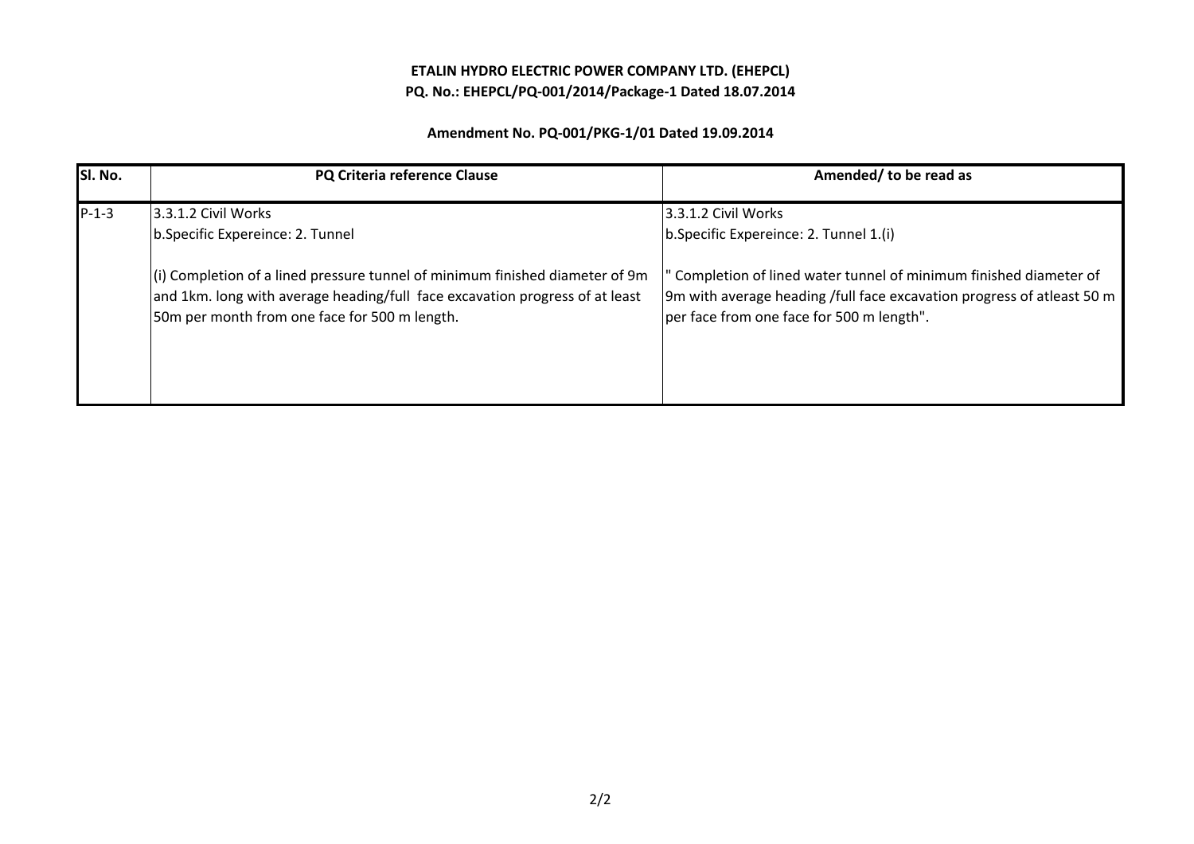**ETALIN HYDRO ELECTRIC POWER COMPANY LTD. (EHEPCL)**
**PQ. No.: EHEPCL/PQ-001/2014/Package-1 Dated 18.07.2014**

**Amendment No. PQ-001/PKG-1/01 Dated 19.09.2014**

| Sl. No. | PQ Criteria reference Clause | Amended/ to be read as |
|---|---|---|
| P-1-3 | 3.3.1.2 Civil Works<br>b.Specific Expereince: 2. Tunnel<br><br>(i) Completion of a lined pressure tunnel of minimum finished diameter of 9m and 1km. long with average heading/full face excavation progress of at least 50m per month from one face for 500 m length. | 3.3.1.2 Civil Works<br>b.Specific Expereince: 2. Tunnel 1.(i)<br><br>" Completion of lined water tunnel of minimum finished diameter of 9m with average heading /full face excavation progress of atleast 50 m per face from one face for 500 m length". |